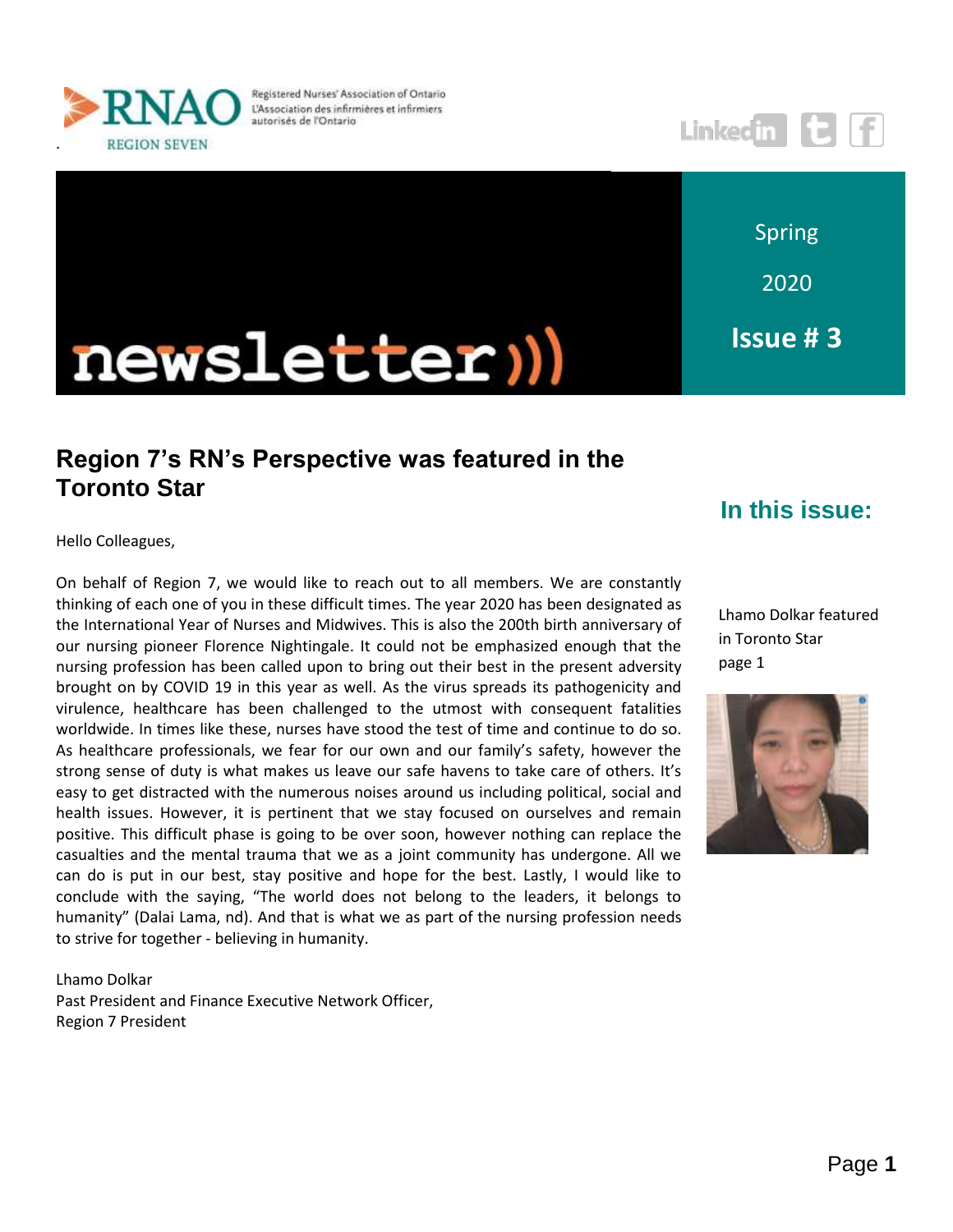RNAO Registered Nurses' Association of Ontario L'Association des infirmières et infirmiers autorisés de l'Ontario

REGION SEVEN

# newsletter

Spring

2020

**Issue # 3**

## Region 7's RN's Perspective was featured in the Toronto Star

Hello Colleagues,

On behalf of Region 7, we would like to reach out to all members. We are constantly thinking of each one of you in these difficult times. The year 2020 has been designated as the International Year of Nurses and Midwives. This is also the 200th birth anniversary of our nursing pioneer Florence Nightingale. It could not be emphasized enough that the nursing profession has been called upon to bring out their best in the present adversity brought on by COVID 19 in this year as well. As the virus spreads its pathogenicity and virulence, healthcare has been challenged to the utmost with consequent fatalities worldwide. In times like these, nurses have stood the test of time and continue to do so. As healthcare professionals, we fear for our own and our family's safety, however the strong sense of duty is what makes us leave our safe havens to take care of others. It's easy to get distracted with the numerous noises around us including political, social and health issues. However, it is pertinent that we stay focused on ourselves and remain positive. This difficult phase is going to be over soon, however nothing can replace the casualties and the mental trauma that we as a joint community has undergone. All we can do is put in our best, stay positive and hope for the best. Lastly, I would like to conclude with the saying, "The world does not belong to the leaders, it belongs to humanity" (Dalai Lama, nd). And that is what we as part of the nursing profession needs to strive for together - believing in humanity.

Lhamo Dolkar
Past President and Finance Executive Network Officer,
Region 7 President

### In this issue:

Lhamo Dolkar featured in Toronto Star page 1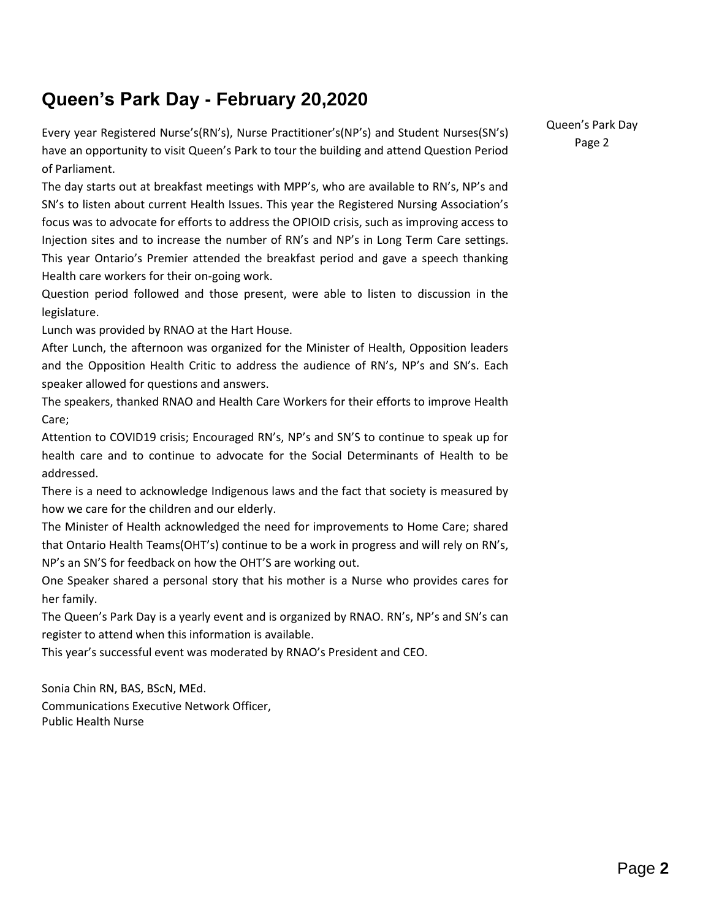## Queen's Park Day - February 20,2020

Every year Registered Nurse's(RN's), Nurse Practitioner's(NP's) and Student Nurses(SN's) have an opportunity to visit Queen's Park to tour the building and attend Question Period of Parliament.

The day starts out at breakfast meetings with MPP's, who are available to RN's, NP's and SN's to listen about current Health Issues. This year the Registered Nursing Association's focus was to advocate for efforts to address the OPIOID crisis, such as improving access to Injection sites and to increase the number of RN's and NP's in Long Term Care settings. This year Ontario's Premier attended the breakfast period and gave a speech thanking Health care workers for their on-going work.

Question period followed and those present, were able to listen to discussion in the legislature.

Lunch was provided by RNAO at the Hart House.

After Lunch, the afternoon was organized for the Minister of Health, Opposition leaders and the Opposition Health Critic to address the audience of RN's, NP's and SN's. Each speaker allowed for questions and answers.

The speakers, thanked RNAO and Health Care Workers for their efforts to improve Health Care;

Attention to COVID19 crisis; Encouraged RN's, NP's and SN'S to continue to speak up for health care and to continue to advocate for the Social Determinants of Health to be addressed.

There is a need to acknowledge Indigenous laws and the fact that society is measured by how we care for the children and our elderly.

The Minister of Health acknowledged the need for improvements to Home Care; shared that Ontario Health Teams(OHT's) continue to be a work in progress and will rely on RN's, NP's an SN'S for feedback on how the OHT'S are working out.

One Speaker shared a personal story that his mother is a Nurse who provides cares for her family.

The Queen's Park Day is a yearly event and is organized by RNAO. RN's, NP's and SN's can register to attend when this information is available.

This year's successful event was moderated by RNAO's President and CEO.

Sonia Chin RN, BAS, BScN, MEd.
Communications Executive Network Officer,
Public Health Nurse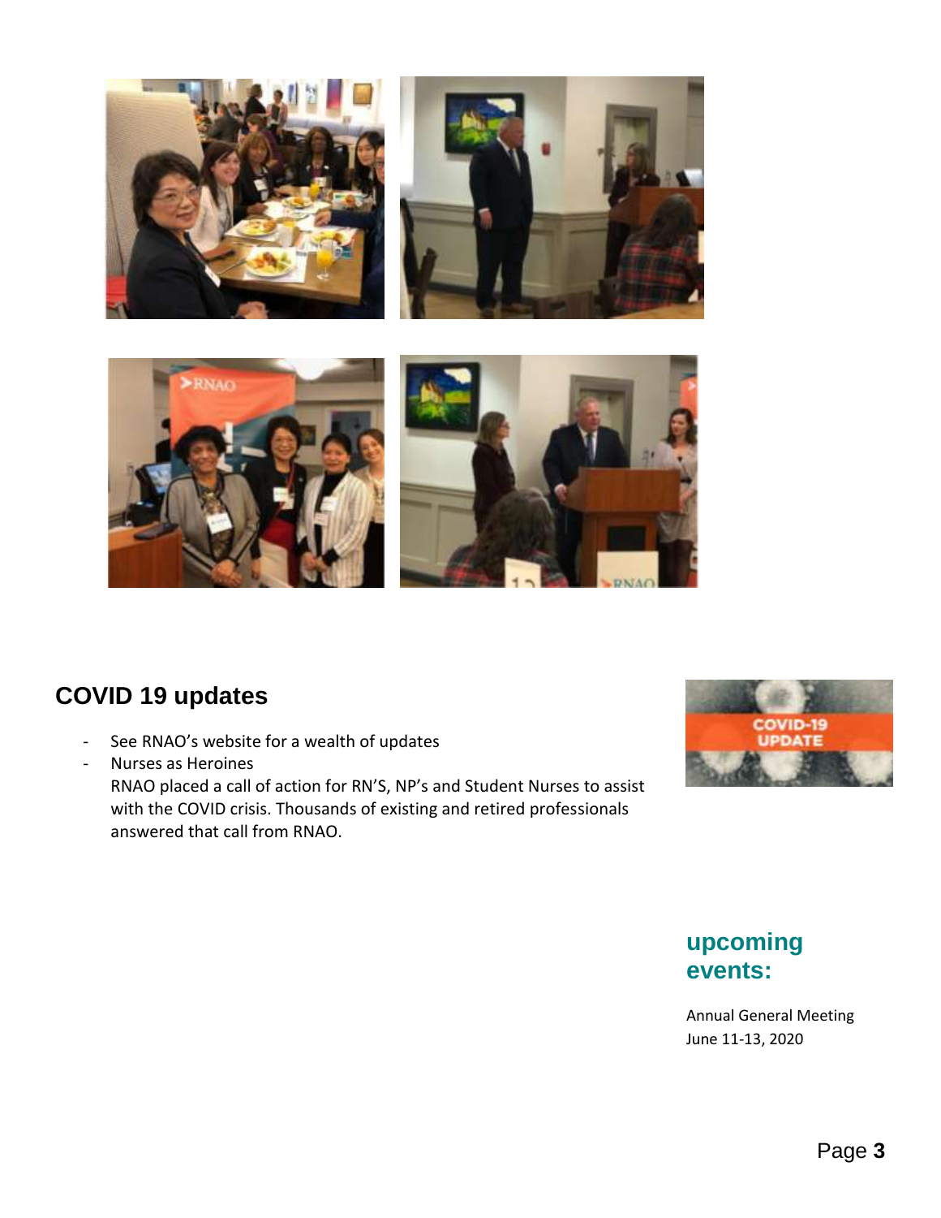## COVID 19 updates

- See RNAO's website for a wealth of updates
- Nurses as Heroines
  RNAO placed a call of action for RN'S, NP's and Student Nurses to assist with the COVID crisis. Thousands of existing and retired professionals answered that call from RNAO.

## upcoming events:

Annual General Meeting
June 11-13, 2020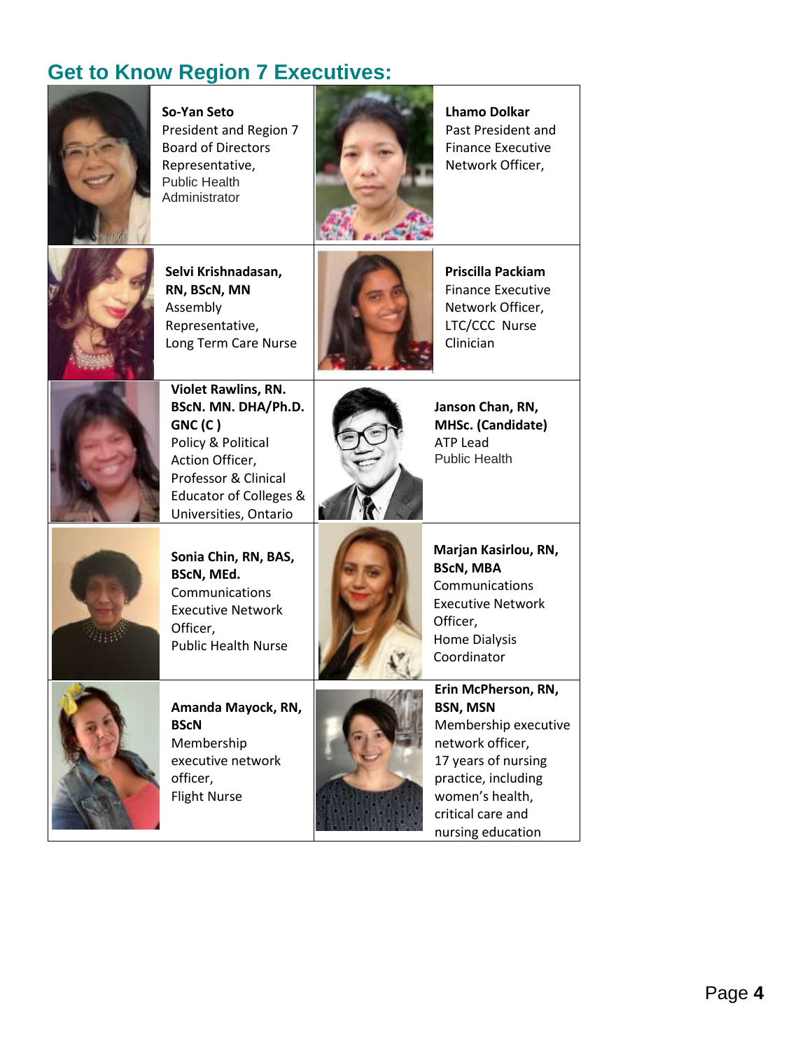## Get to Know Region 7 Executives:

| | |
|---|---|
| **So-Yan Seto**<br>President and Region 7 Board of Directors Representative,<br>Public Health Administrator | **Lhamo Dolkar**<br>Past President and Finance Executive Network Officer, |
| **Selvi Krishnadasan, RN, BScN, MN**<br>Assembly Representative,<br>Long Term Care Nurse | **Priscilla Packiam**<br>Finance Executive Network Officer,<br>LTC/CCC Nurse Clinician |
| **Violet Rawlins, RN. BScN. MN. DHA/Ph.D. GNC (C )**<br>Policy & Political Action Officer,<br>Professor & Clinical Educator of Colleges & Universities, Ontario | **Janson Chan, RN, MHSc. (Candidate)**<br>ATP Lead<br>Public Health |
| **Sonia Chin, RN, BAS, BScN, MEd.**<br>Communications Executive Network Officer,<br>Public Health Nurse | **Marjan Kasirlou, RN, BScN, MBA**<br>Communications Executive Network Officer,<br>Home Dialysis Coordinator |
| **Amanda Mayock, RN, BScN**<br>Membership executive network officer,<br>Flight Nurse | **Erin McPherson, RN, BSN, MSN**<br>Membership executive network officer,<br>17 years of nursing practice, including women's health, critical care and nursing education |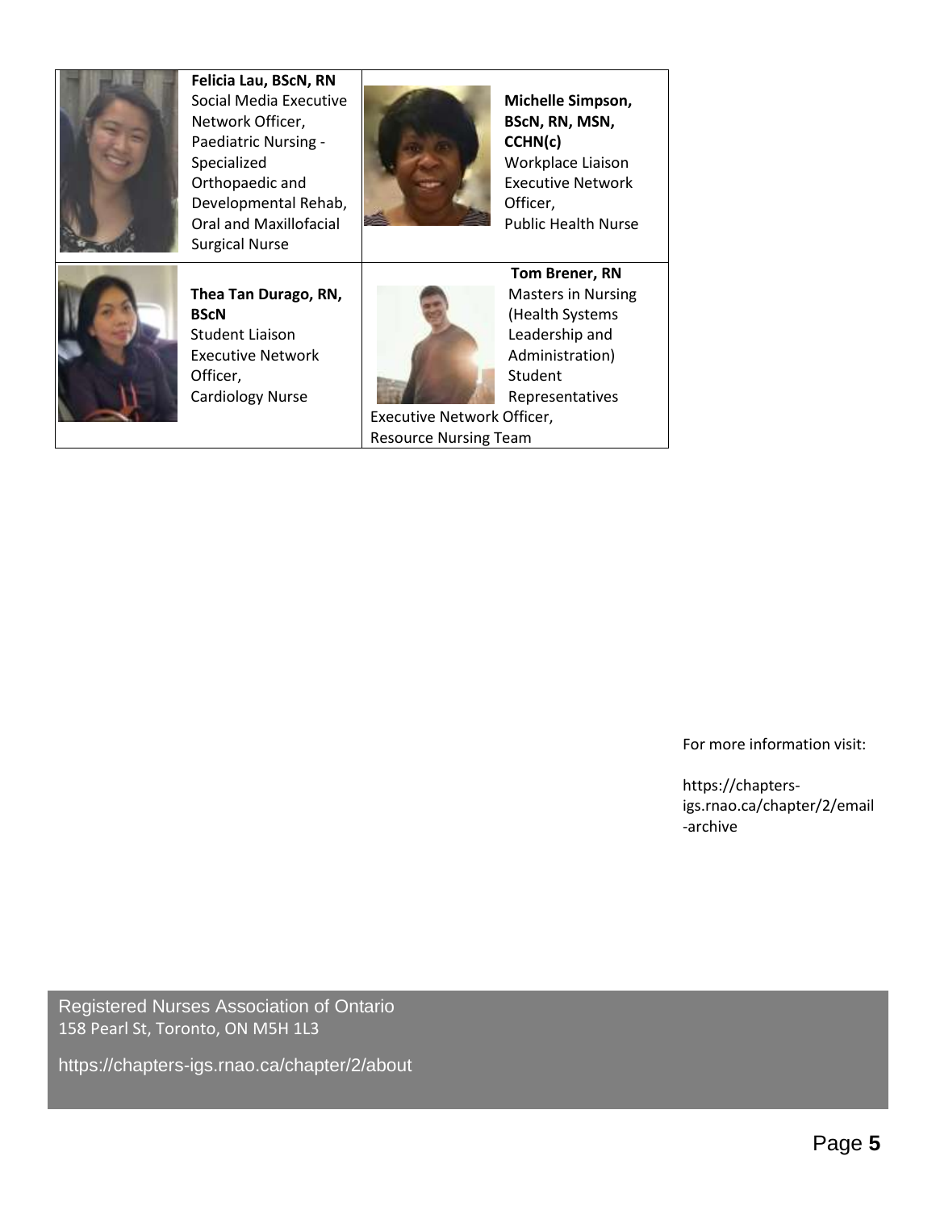| | |
|---|---|
| **Felicia Lau, BScN, RN**<br>Social Media Executive Network Officer,<br>Paediatric Nursing - Specialized Orthopaedic and Developmental Rehab, Oral and Maxillofacial Surgical Nurse | **Michelle Simpson, BScN, RN, MSN, CCHN(c)**<br>Workplace Liaison Executive Network Officer,<br>Public Health Nurse |
| **Thea Tan Durago, RN, BScN**<br>Student Liaison Executive Network Officer,<br>Cardiology Nurse | **Tom Brener, RN**<br>Masters in Nursing (Health Systems Leadership and Administration) Student Representatives Executive Network Officer,<br>Resource Nursing Team |

For more information visit:

https://chapters-igs.rnao.ca/chapter/2/email-archive

Registered Nurses Association of Ontario
158 Pearl St, Toronto, ON M5H 1L3

https://chapters-igs.rnao.ca/chapter/2/about